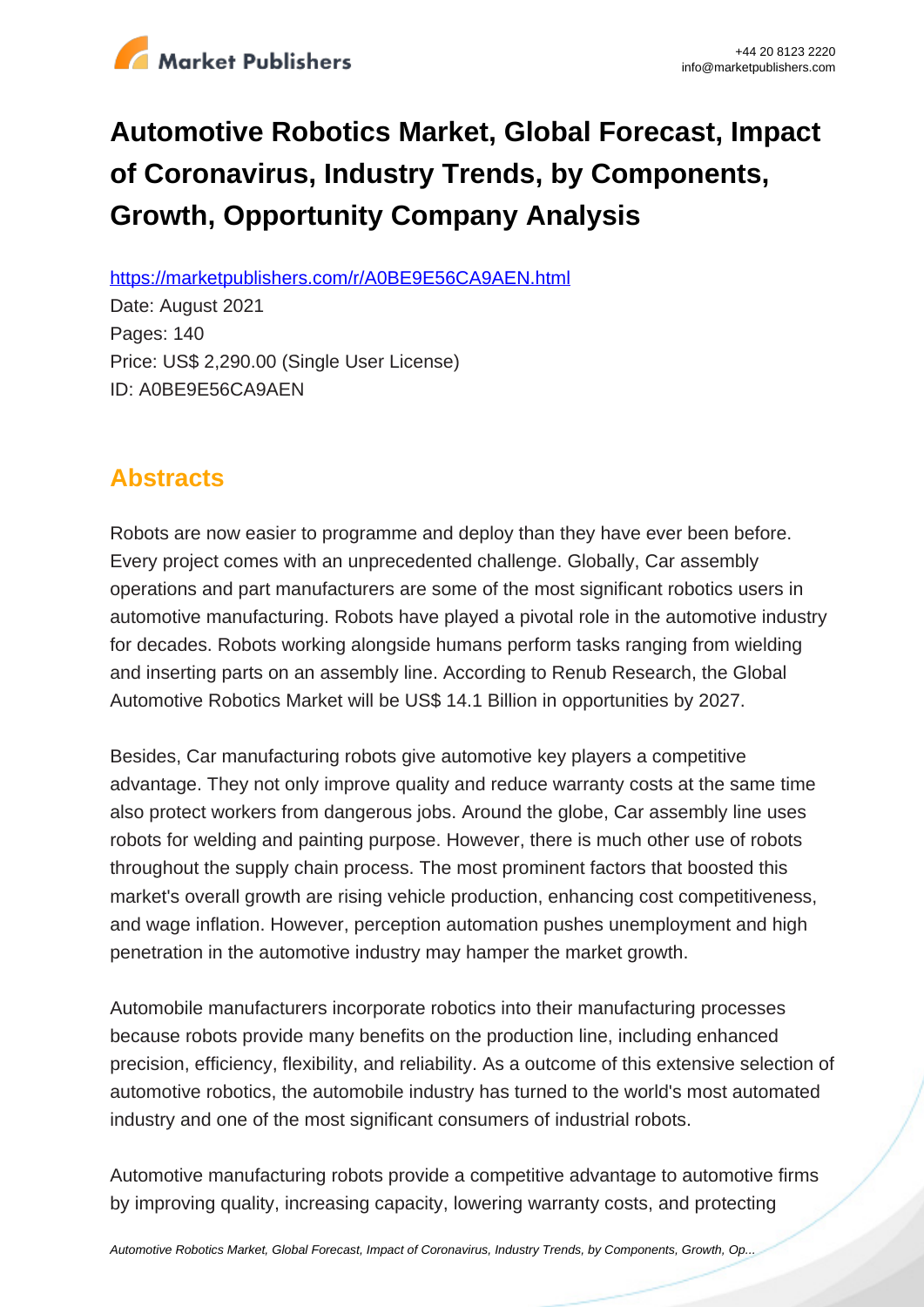# Automotive Robotics Market, Global Forecast, Impact of Coronavirus, Industry Trends, by Components, Growth, Opportunity Company Analysis

https://marketpublishers.com/r/A0BE9E56CA9AEN.html

Date: August 2021

Pages: 140

Price: US$ 2,290.00 (Single User License)

ID: A0BE9E56CA9AEN

## Abstracts

Robots are now easier to programme and deploy than they have ever been before. Every project comes with an unprecedented challenge. Globally, Car assembly operations and part manufacturers are some of the most significant robotics users in automotive manufacturing. Robots have played a pivotal role in the automotive industry for decades. Robots working alongside humans perform tasks ranging from wielding and inserting parts on an assembly line. According to Renub Research, the Global Automotive Robotics Market will be US$ 14.1 Billion in opportunities by 2027.

Besides, Car manufacturing robots give automotive key players a competitive advantage. They not only improve quality and reduce warranty costs at the same time also protect workers from dangerous jobs. Around the globe, Car assembly line uses robots for welding and painting purpose. However, there is much other use of robots throughout the supply chain process. The most prominent factors that boosted this market's overall growth are rising vehicle production, enhancing cost competitiveness, and wage inflation. However, perception automation pushes unemployment and high penetration in the automotive industry may hamper the market growth.

Automobile manufacturers incorporate robotics into their manufacturing processes because robots provide many benefits on the production line, including enhanced precision, efficiency, flexibility, and reliability. As a outcome of this extensive selection of automotive robotics, the automobile industry has turned to the world's most automated industry and one of the most significant consumers of industrial robots.

Automotive manufacturing robots provide a competitive advantage to automotive firms by improving quality, increasing capacity, lowering warranty costs, and protecting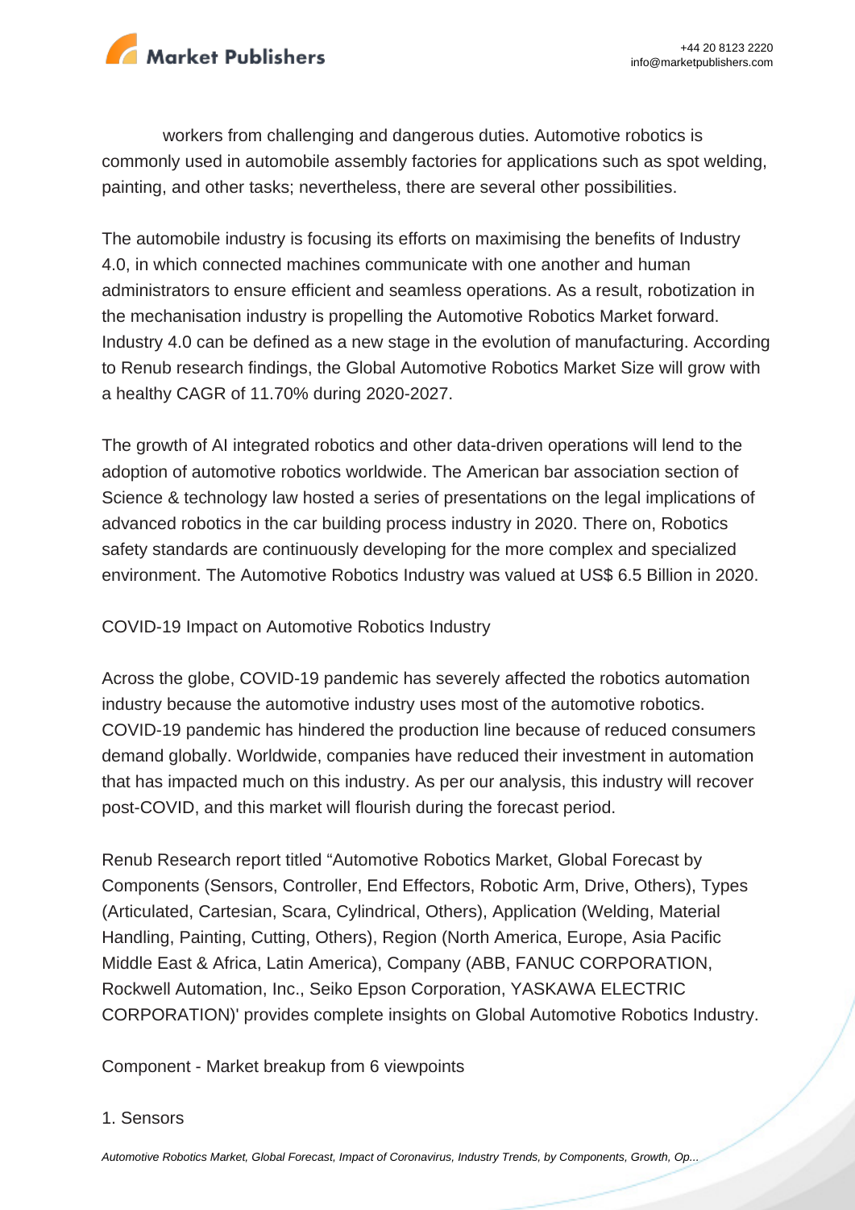workers from challenging and dangerous duties. Automotive robotics is commonly used in automobile assembly factories for applications such as spot welding, painting, and other tasks; nevertheless, there are several other possibilities.

The automobile industry is focusing its efforts on maximising the benefits of Industry 4.0, in which connected machines communicate with one another and human administrators to ensure efficient and seamless operations. As a result, robotization in the mechanisation industry is propelling the Automotive Robotics Market forward. Industry 4.0 can be defined as a new stage in the evolution of manufacturing. According to Renub research findings, the Global Automotive Robotics Market Size will grow with a healthy CAGR of 11.70% during 2020-2027.

The growth of AI integrated robotics and other data-driven operations will lend to the adoption of automotive robotics worldwide. The American bar association section of Science & technology law hosted a series of presentations on the legal implications of advanced robotics in the car building process industry in 2020. There on, Robotics safety standards are continuously developing for the more complex and specialized environment. The Automotive Robotics Industry was valued at US$ 6.5 Billion in 2020.

COVID-19 Impact on Automotive Robotics Industry

Across the globe, COVID-19 pandemic has severely affected the robotics automation industry because the automotive industry uses most of the automotive robotics. COVID-19 pandemic has hindered the production line because of reduced consumers demand globally. Worldwide, companies have reduced their investment in automation that has impacted much on this industry. As per our analysis, this industry will recover post-COVID, and this market will flourish during the forecast period.

Renub Research report titled "Automotive Robotics Market, Global Forecast by Components (Sensors, Controller, End Effectors, Robotic Arm, Drive, Others), Types (Articulated, Cartesian, Scara, Cylindrical, Others), Application (Welding, Material Handling, Painting, Cutting, Others), Region (North America, Europe, Asia Pacific Middle East & Africa, Latin America), Company (ABB, FANUC CORPORATION, Rockwell Automation, Inc., Seiko Epson Corporation, YASKAWA ELECTRIC CORPORATION)' provides complete insights on Global Automotive Robotics Industry.

Component - Market breakup from 6 viewpoints

1. Sensors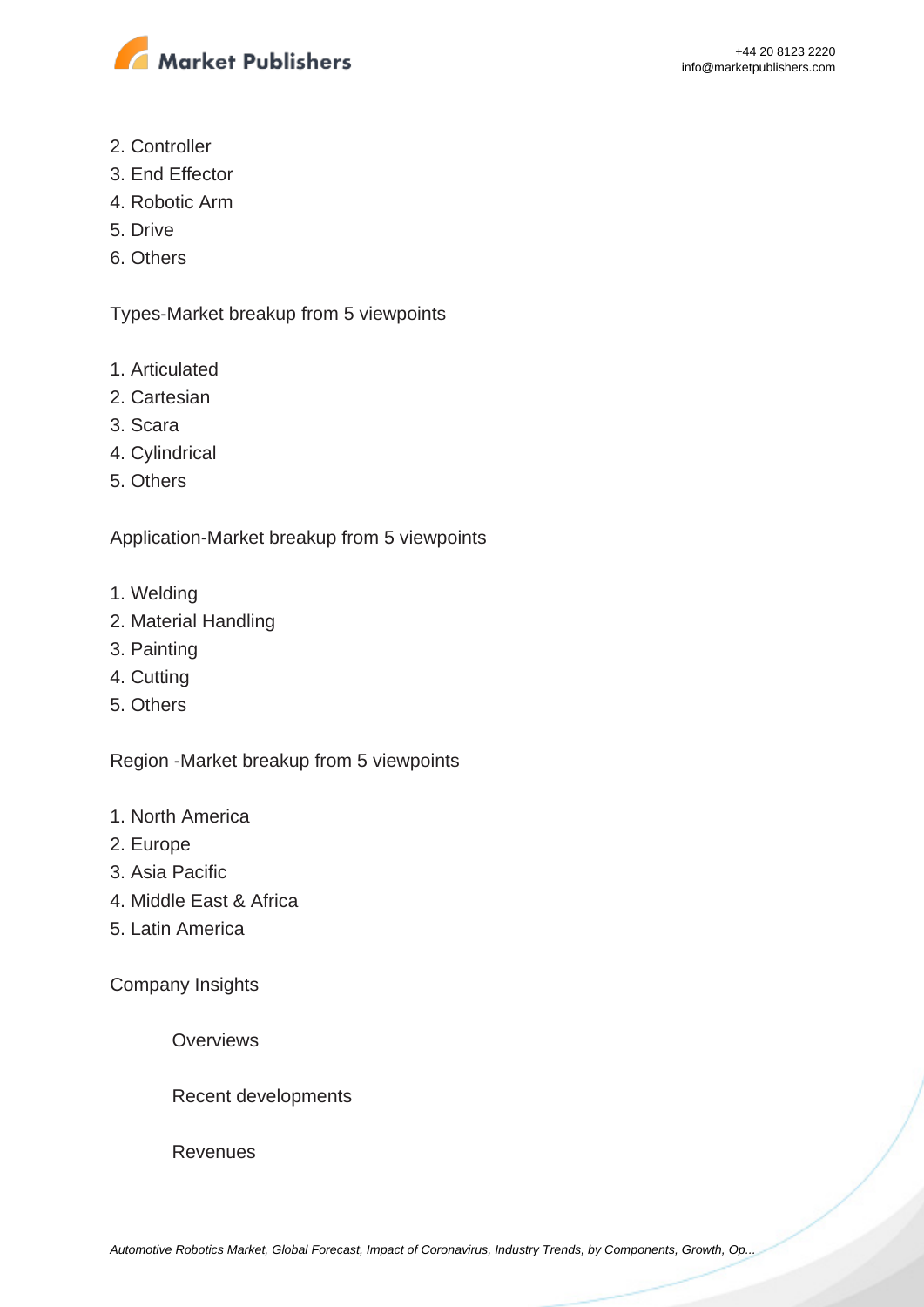2. Controller
3. End Effector
4. Robotic Arm
5. Drive
6. Others

Types-Market breakup from 5 viewpoints

1. Articulated
2. Cartesian
3. Scara
4. Cylindrical
5. Others

Application-Market breakup from 5 viewpoints

1. Welding
2. Material Handling
3. Painting
4. Cutting
5. Others

Region -Market breakup from 5 viewpoints

1. North America
2. Europe
3. Asia Pacific
4. Middle East & Africa
5. Latin America

Company Insights

Overviews

Recent developments

Revenues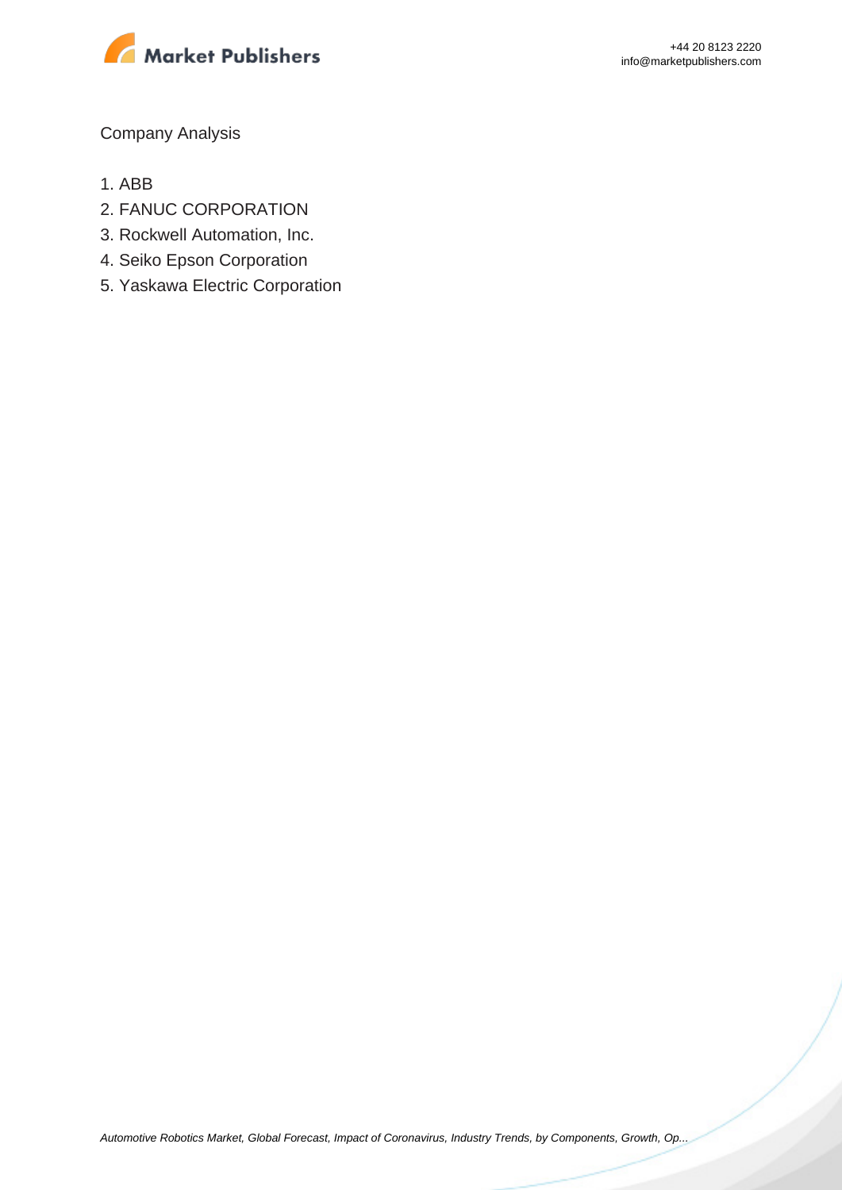Company Analysis

1. ABB
2. FANUC CORPORATION
3. Rockwell Automation, Inc.
4. Seiko Epson Corporation
5. Yaskawa Electric Corporation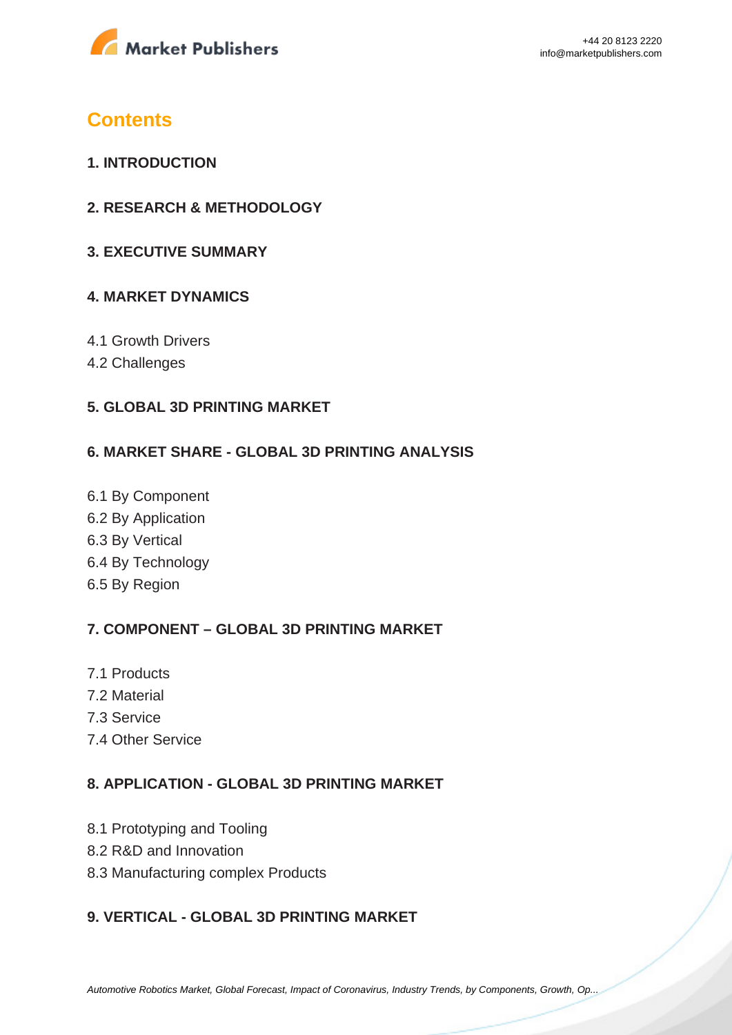## Contents

### 1. INTRODUCTION

### 2. RESEARCH & METHODOLOGY

### 3. EXECUTIVE SUMMARY

### 4. MARKET DYNAMICS

4.1 Growth Drivers
4.2 Challenges

### 5. GLOBAL 3D PRINTING MARKET

### 6. MARKET SHARE - GLOBAL 3D PRINTING ANALYSIS

6.1 By Component
6.2 By Application
6.3 By Vertical
6.4 By Technology
6.5 By Region

### 7. COMPONENT – GLOBAL 3D PRINTING MARKET

7.1 Products
7.2 Material
7.3 Service
7.4 Other Service

### 8. APPLICATION - GLOBAL 3D PRINTING MARKET

8.1 Prototyping and Tooling
8.2 R&D and Innovation
8.3 Manufacturing complex Products

### 9. VERTICAL - GLOBAL 3D PRINTING MARKET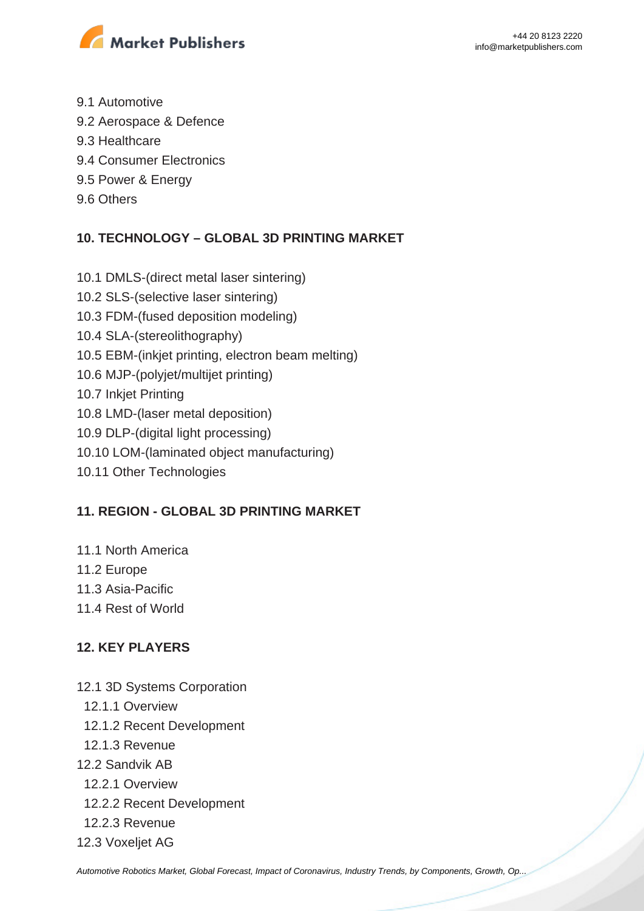9.1 Automotive
9.2 Aerospace & Defence
9.3 Healthcare
9.4 Consumer Electronics
9.5 Power & Energy
9.6 Others

## 10. TECHNOLOGY – GLOBAL 3D PRINTING MARKET

10.1 DMLS-(direct metal laser sintering)
10.2 SLS-(selective laser sintering)
10.3 FDM-(fused deposition modeling)
10.4 SLA-(stereolithography)
10.5 EBM-(inkjet printing, electron beam melting)
10.6 MJP-(polyjet/multijet printing)
10.7 Inkjet Printing
10.8 LMD-(laser metal deposition)
10.9 DLP-(digital light processing)
10.10 LOM-(laminated object manufacturing)
10.11 Other Technologies

## 11. REGION - GLOBAL 3D PRINTING MARKET

11.1 North America
11.2 Europe
11.3 Asia-Pacific
11.4 Rest of World

## 12. KEY PLAYERS

12.1 3D Systems Corporation
  12.1.1 Overview
  12.1.2 Recent Development
  12.1.3 Revenue
12.2 Sandvik AB
  12.2.1 Overview
  12.2.2 Recent Development
  12.2.3 Revenue
12.3 Voxeljet AG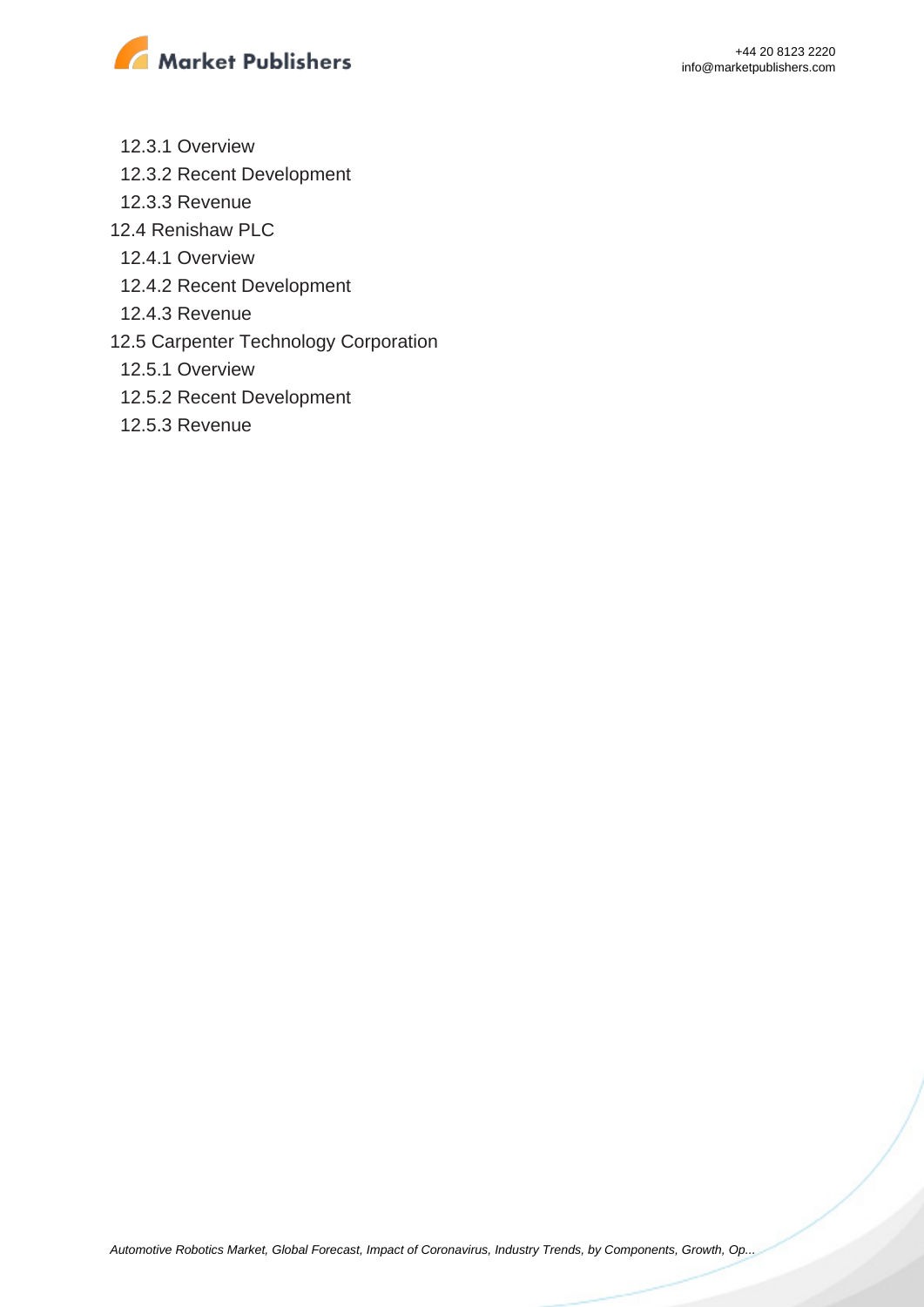12.3.1 Overview

12.3.2 Recent Development

12.3.3 Revenue

12.4 Renishaw PLC

12.4.1 Overview

12.4.2 Recent Development

12.4.3 Revenue

12.5 Carpenter Technology Corporation

12.5.1 Overview

12.5.2 Recent Development

12.5.3 Revenue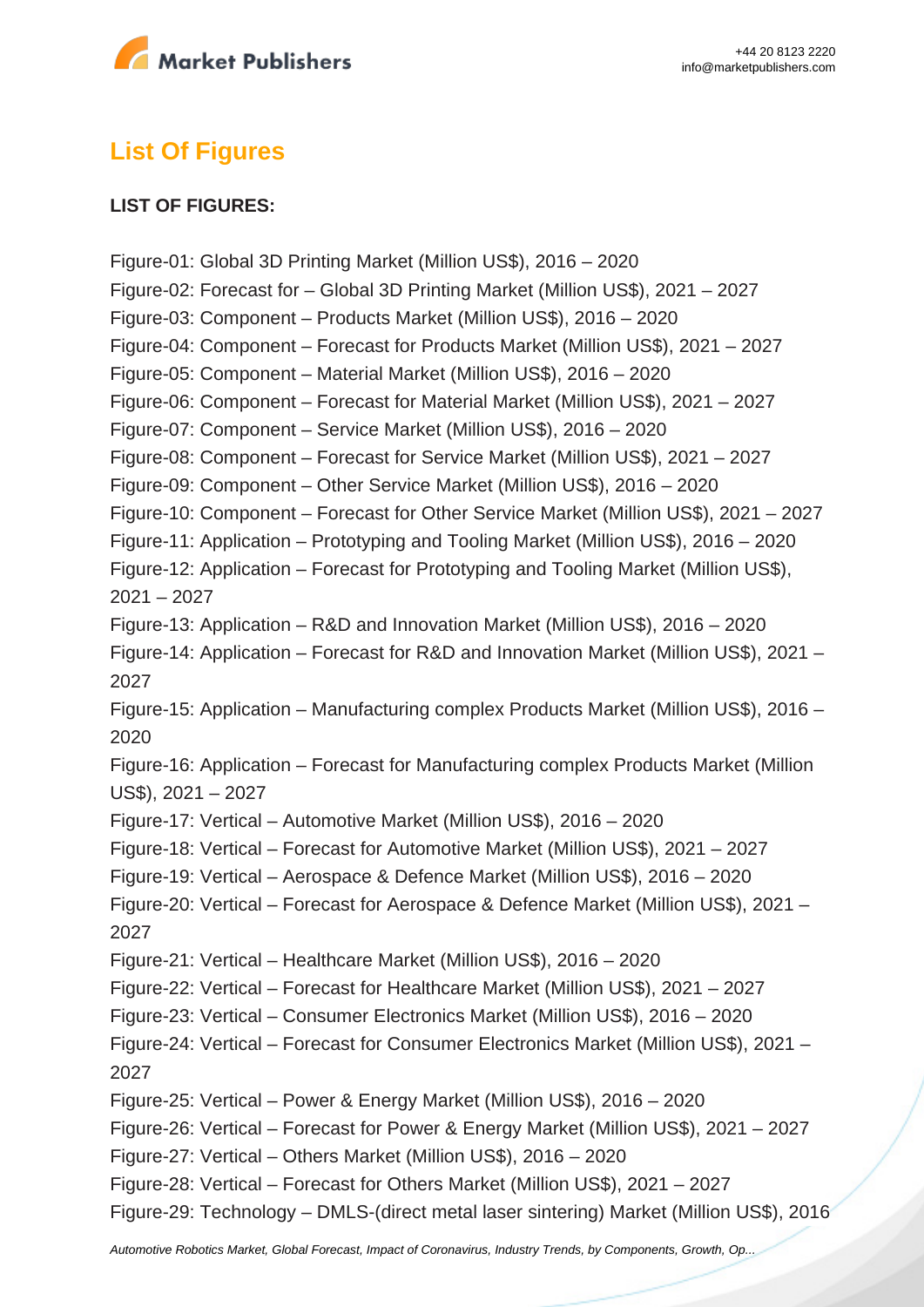## List Of Figures

**LIST OF FIGURES:**

Figure-01: Global 3D Printing Market (Million US$), 2016 – 2020
Figure-02: Forecast for – Global 3D Printing Market (Million US$), 2021 – 2027
Figure-03: Component – Products Market (Million US$), 2016 – 2020
Figure-04: Component – Forecast for Products Market (Million US$), 2021 – 2027
Figure-05: Component – Material Market (Million US$), 2016 – 2020
Figure-06: Component – Forecast for Material Market (Million US$), 2021 – 2027
Figure-07: Component – Service Market (Million US$), 2016 – 2020
Figure-08: Component – Forecast for Service Market (Million US$), 2021 – 2027
Figure-09: Component – Other Service Market (Million US$), 2016 – 2020
Figure-10: Component – Forecast for Other Service Market (Million US$), 2021 – 2027
Figure-11: Application – Prototyping and Tooling Market (Million US$), 2016 – 2020
Figure-12: Application – Forecast for Prototyping and Tooling Market (Million US$), 2021 – 2027
Figure-13: Application – R&D and Innovation Market (Million US$), 2016 – 2020
Figure-14: Application – Forecast for R&D and Innovation Market (Million US$), 2021 – 2027
Figure-15: Application – Manufacturing complex Products Market (Million US$), 2016 – 2020
Figure-16: Application – Forecast for Manufacturing complex Products Market (Million US$), 2021 – 2027
Figure-17: Vertical – Automotive Market (Million US$), 2016 – 2020
Figure-18: Vertical – Forecast for Automotive Market (Million US$), 2021 – 2027
Figure-19: Vertical – Aerospace & Defence Market (Million US$), 2016 – 2020
Figure-20: Vertical – Forecast for Aerospace & Defence Market (Million US$), 2021 – 2027
Figure-21: Vertical – Healthcare Market (Million US$), 2016 – 2020
Figure-22: Vertical – Forecast for Healthcare Market (Million US$), 2021 – 2027
Figure-23: Vertical – Consumer Electronics Market (Million US$), 2016 – 2020
Figure-24: Vertical – Forecast for Consumer Electronics Market (Million US$), 2021 – 2027
Figure-25: Vertical – Power & Energy Market (Million US$), 2016 – 2020
Figure-26: Vertical – Forecast for Power & Energy Market (Million US$), 2021 – 2027
Figure-27: Vertical – Others Market (Million US$), 2016 – 2020
Figure-28: Vertical – Forecast for Others Market (Million US$), 2021 – 2027
Figure-29: Technology – DMLS-(direct metal laser sintering) Market (Million US$), 2016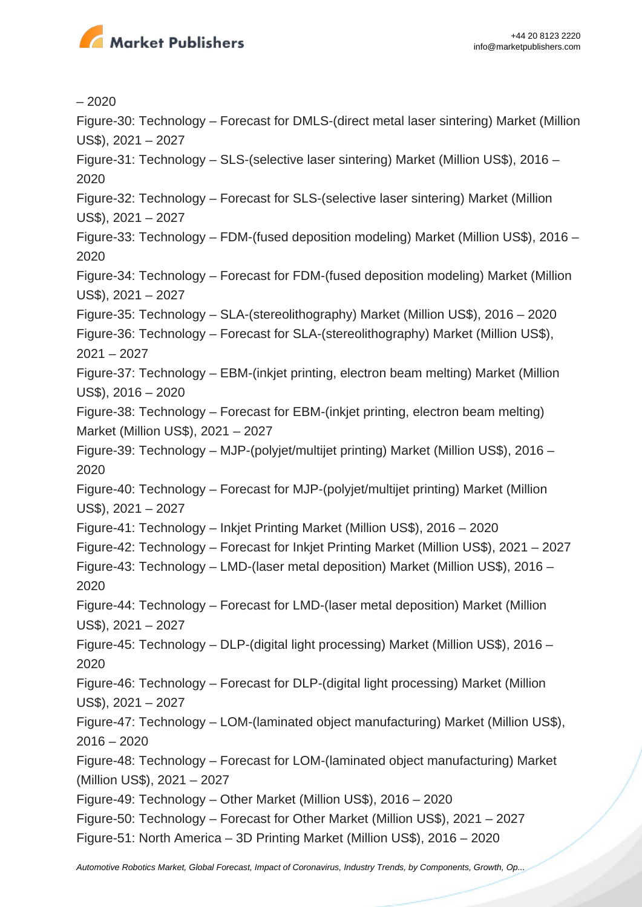– 2020

Figure-30: Technology – Forecast for DMLS-(direct metal laser sintering) Market (Million US$), 2021 – 2027

Figure-31: Technology – SLS-(selective laser sintering) Market (Million US$), 2016 – 2020

Figure-32: Technology – Forecast for SLS-(selective laser sintering) Market (Million US$), 2021 – 2027

Figure-33: Technology – FDM-(fused deposition modeling) Market (Million US$), 2016 – 2020

Figure-34: Technology – Forecast for FDM-(fused deposition modeling) Market (Million US$), 2021 – 2027

Figure-35: Technology – SLA-(stereolithography) Market (Million US$), 2016 – 2020

Figure-36: Technology – Forecast for SLA-(stereolithography) Market (Million US$), 2021 – 2027

Figure-37: Technology – EBM-(inkjet printing, electron beam melting) Market (Million US$), 2016 – 2020

Figure-38: Technology – Forecast for EBM-(inkjet printing, electron beam melting) Market (Million US$), 2021 – 2027

Figure-39: Technology – MJP-(polyjet/multijet printing) Market (Million US$), 2016 – 2020

Figure-40: Technology – Forecast for MJP-(polyjet/multijet printing) Market (Million US$), 2021 – 2027

Figure-41: Technology – Inkjet Printing Market (Million US$), 2016 – 2020

Figure-42: Technology – Forecast for Inkjet Printing Market (Million US$), 2021 – 2027

Figure-43: Technology – LMD-(laser metal deposition) Market (Million US$), 2016 – 2020

Figure-44: Technology – Forecast for LMD-(laser metal deposition) Market (Million US$), 2021 – 2027

Figure-45: Technology – DLP-(digital light processing) Market (Million US$), 2016 – 2020

Figure-46: Technology – Forecast for DLP-(digital light processing) Market (Million US$), 2021 – 2027

Figure-47: Technology – LOM-(laminated object manufacturing) Market (Million US$), 2016 – 2020

Figure-48: Technology – Forecast for LOM-(laminated object manufacturing) Market (Million US$), 2021 – 2027

Figure-49: Technology – Other Market (Million US$), 2016 – 2020

Figure-50: Technology – Forecast for Other Market (Million US$), 2021 – 2027

Figure-51: North America – 3D Printing Market (Million US$), 2016 – 2020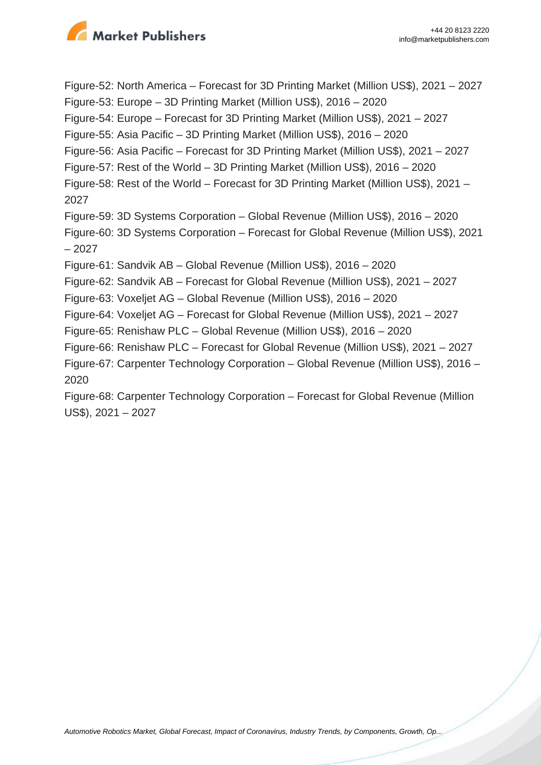Figure-52: North America – Forecast for 3D Printing Market (Million US$), 2021 – 2027
Figure-53: Europe – 3D Printing Market (Million US$), 2016 – 2020
Figure-54: Europe – Forecast for 3D Printing Market (Million US$), 2021 – 2027
Figure-55: Asia Pacific – 3D Printing Market (Million US$), 2016 – 2020
Figure-56: Asia Pacific – Forecast for 3D Printing Market (Million US$), 2021 – 2027
Figure-57: Rest of the World – 3D Printing Market (Million US$), 2016 – 2020
Figure-58: Rest of the World – Forecast for 3D Printing Market (Million US$), 2021 – 2027
Figure-59: 3D Systems Corporation – Global Revenue (Million US$), 2016 – 2020
Figure-60: 3D Systems Corporation – Forecast for Global Revenue (Million US$), 2021 – 2027
Figure-61: Sandvik AB – Global Revenue (Million US$), 2016 – 2020
Figure-62: Sandvik AB – Forecast for Global Revenue (Million US$), 2021 – 2027
Figure-63: Voxeljet AG – Global Revenue (Million US$), 2016 – 2020
Figure-64: Voxeljet AG – Forecast for Global Revenue (Million US$), 2021 – 2027
Figure-65: Renishaw PLC – Global Revenue (Million US$), 2016 – 2020
Figure-66: Renishaw PLC – Forecast for Global Revenue (Million US$), 2021 – 2027
Figure-67: Carpenter Technology Corporation – Global Revenue (Million US$), 2016 – 2020
Figure-68: Carpenter Technology Corporation – Forecast for Global Revenue (Million US$), 2021 – 2027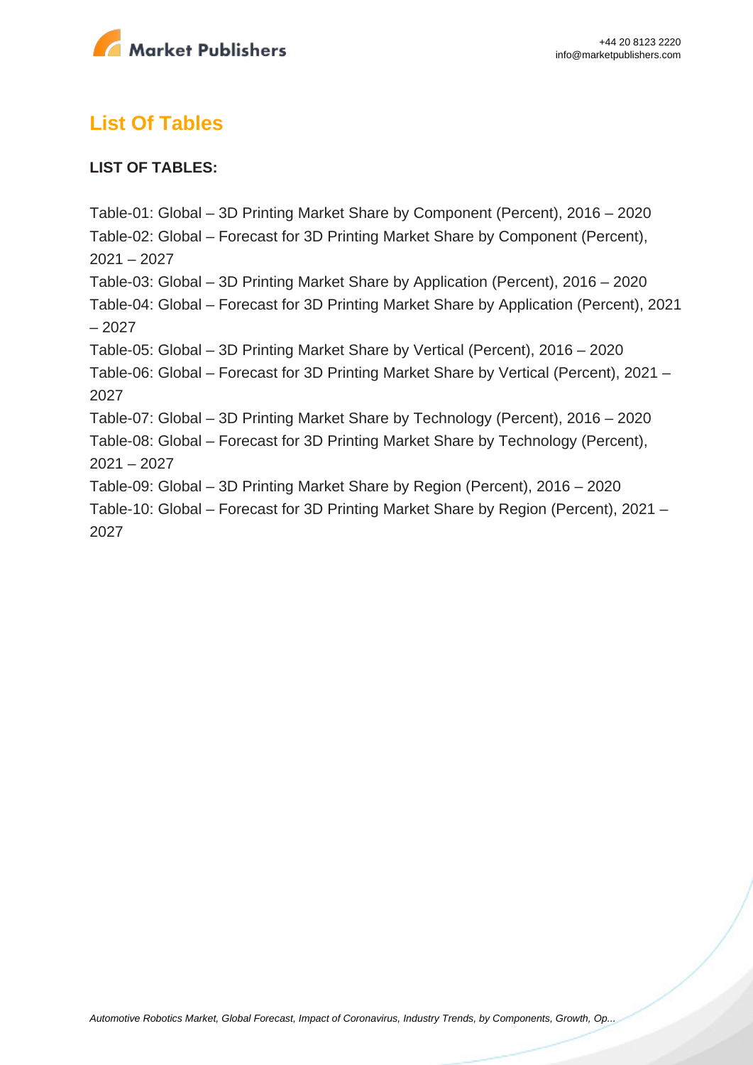## List Of Tables

**LIST OF TABLES:**

Table-01: Global – 3D Printing Market Share by Component (Percent), 2016 – 2020
Table-02: Global – Forecast for 3D Printing Market Share by Component (Percent), 2021 – 2027
Table-03: Global – 3D Printing Market Share by Application (Percent), 2016 – 2020
Table-04: Global – Forecast for 3D Printing Market Share by Application (Percent), 2021 – 2027
Table-05: Global – 3D Printing Market Share by Vertical (Percent), 2016 – 2020
Table-06: Global – Forecast for 3D Printing Market Share by Vertical (Percent), 2021 – 2027
Table-07: Global – 3D Printing Market Share by Technology (Percent), 2016 – 2020
Table-08: Global – Forecast for 3D Printing Market Share by Technology (Percent), 2021 – 2027
Table-09: Global – 3D Printing Market Share by Region (Percent), 2016 – 2020
Table-10: Global – Forecast for 3D Printing Market Share by Region (Percent), 2021 – 2027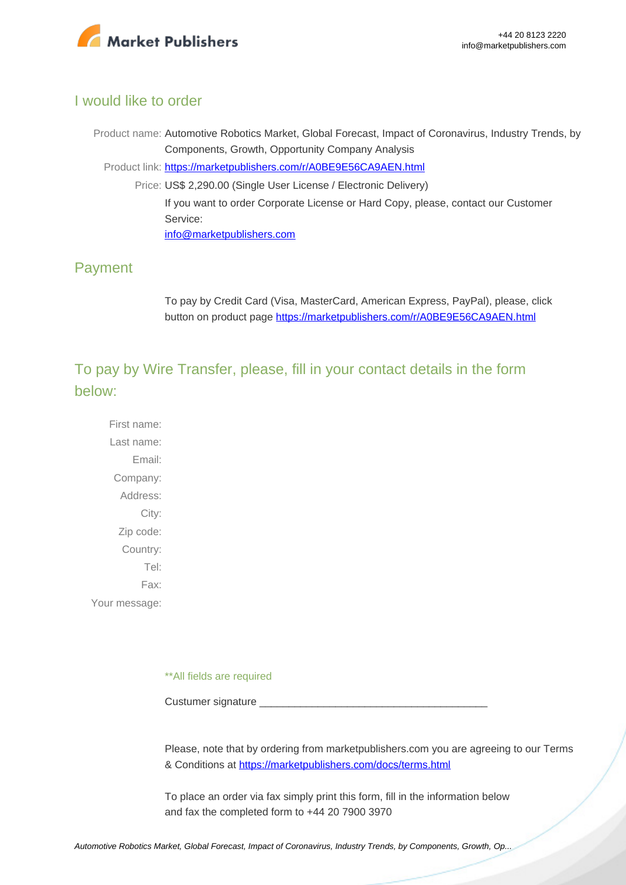## I would like to order

Product name: Automotive Robotics Market, Global Forecast, Impact of Coronavirus, Industry Trends, by Components, Growth, Opportunity Company Analysis

Product link: [https://marketpublishers.com/r/A0BE9E56CA9AEN.html](https://marketpublishers.com/r/A0BE9E56CA9AEN.html)

Price: US$ 2,290.00 (Single User License / Electronic Delivery)

If you want to order Corporate License or Hard Copy, please, contact our Customer Service:

[info@marketpublishers.com](mailto:info@marketpublishers.com)

## Payment

To pay by Credit Card (Visa, MasterCard, American Express, PayPal), please, click button on product page [https://marketpublishers.com/r/A0BE9E56CA9AEN.html](https://marketpublishers.com/r/A0BE9E56CA9AEN.html)

## To pay by Wire Transfer, please, fill in your contact details in the form below:

First name:

Last name:

Email:

Company:

Address:

City:

Zip code:

Country:

Tel:

Fax:

Your message:

**All fields are required

Custumer signature _______________________________________

Please, note that by ordering from marketpublishers.com you are agreeing to our Terms & Conditions at [https://marketpublishers.com/docs/terms.html](https://marketpublishers.com/docs/terms.html)

To place an order via fax simply print this form, fill in the information below and fax the completed form to +44 20 7900 3970